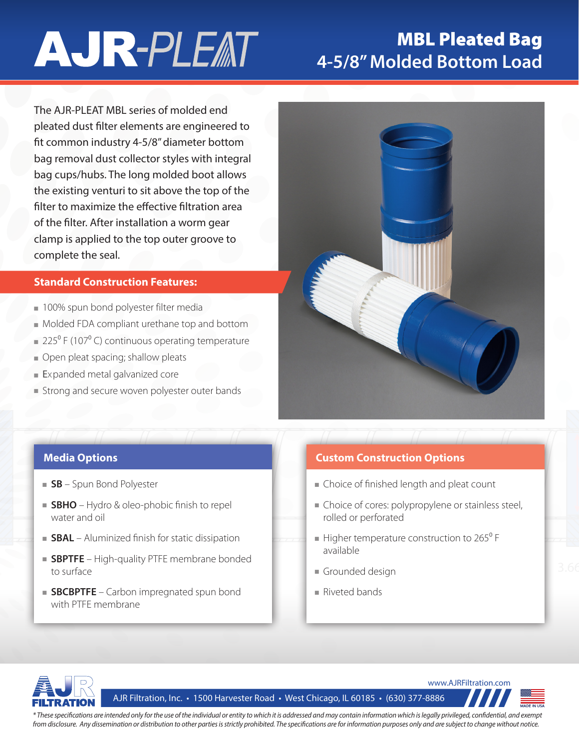# AJR-PLEAT

## MBL Pleated Bag
## 4-5/8" Molded Bottom Load

The AJR-PLEAT MBL series of molded end pleated dust filter elements are engineered to fit common industry 4-5/8" diameter bottom bag removal dust collector styles with integral bag cups/hubs. The long molded boot allows the existing venturi to sit above the top of the filter to maximize the effective filtration area of the filter. After installation a worm gear clamp is applied to the top outer groove to complete the seal.

### Standard Construction Features:

- 100% spun bond polyester filter media
- Molded FDA compliant urethane top and bottom
- 225° F (107° C) continuous operating temperature
- Open pleat spacing; shallow pleats
- Expanded metal galvanized core
- Strong and secure woven polyester outer bands

### Media Options

- **SB** – Spun Bond Polyester
- **SBHO** – Hydro & oleo-phobic finish to repel water and oil
- **SBAL** – Aluminized finish for static dissipation
- **SBPTFE** – High-quality PTFE membrane bonded to surface
- **SBCBPTFE** – Carbon impregnated spun bond with PTFE membrane

### Custom Construction Options

- Choice of finished length and pleat count
- Choice of cores: polypropylene or stainless steel, rolled or perforated
- Higher temperature construction to 265° F available
- Grounded design
- Riveted bands

AJR FILTRATION

www.AJRFiltration.com

AJR Filtration, Inc. • 1500 Harvester Road • West Chicago, IL 60185 • (630) 377-8886

MADE IN USA

*\* These specifications are intended only for the use of the individual or entity to which it is addressed and may contain information which is legally privileged, confidential, and exempt from disclosure. Any dissemination or distribution to other parties is strictly prohibited. The specifications are for information purposes only and are subject to change without notice.*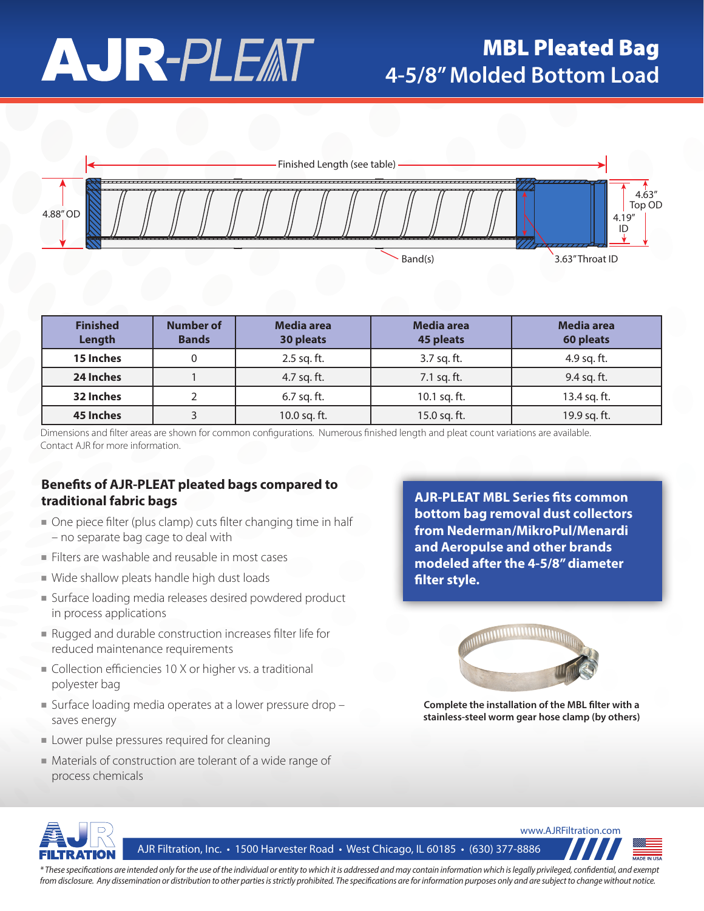# AJR-PLEAT

## MBL Pleated Bag
## 4-5/8" Molded Bottom Load

Finished Length (see table)

4.88" OD

4.63" Top OD

4.19" ID

Band(s)

3.63" Throat ID

| Finished Length | Number of Bands | Media area 30 pleats | Media area 45 pleats | Media area 60 pleats |
|---|---|---|---|---|
| **15 Inches** | 0 | 2.5 sq. ft. | 3.7 sq. ft. | 4.9 sq. ft. |
| **24 Inches** | 1 | 4.7 sq. ft. | 7.1 sq. ft. | 9.4 sq. ft. |
| **32 Inches** | 2 | 6.7 sq. ft. | 10.1 sq. ft. | 13.4 sq. ft. |
| **45 Inches** | 3 | 10.0 sq. ft. | 15.0 sq. ft. | 19.9 sq. ft. |

Dimensions and filter areas are shown for common configurations. Numerous finished length and pleat count variations are available. Contact AJR for more information.

### Benefits of AJR-PLEAT pleated bags compared to traditional fabric bags

- One piece filter (plus clamp) cuts filter changing time in half – no separate bag cage to deal with
- Filters are washable and reusable in most cases
- Wide shallow pleats handle high dust loads
- Surface loading media releases desired powdered product in process applications
- Rugged and durable construction increases filter life for reduced maintenance requirements
- Collection efficiencies 10 X or higher vs. a traditional polyester bag
- Surface loading media operates at a lower pressure drop – saves energy
- Lower pulse pressures required for cleaning
- Materials of construction are tolerant of a wide range of process chemicals

**AJR-PLEAT MBL Series fits common bottom bag removal dust collectors from Nederman/MikroPul/Menardi and Aeropulse and other brands modeled after the 4-5/8" diameter filter style.**

**Complete the installation of the MBL filter with a stainless-steel worm gear hose clamp (by others)**

AJR FILTRATION

www.AJRFiltration.com

AJR Filtration, Inc. • 1500 Harvester Road • West Chicago, IL 60185 • (630) 377-8886

MADE IN USA

*\* These specifications are intended only for the use of the individual or entity to which it is addressed and may contain information which is legally privileged, confidential, and exempt from disclosure. Any dissemination or distribution to other parties is strictly prohibited. The specifications are for information purposes only and are subject to change without notice.*